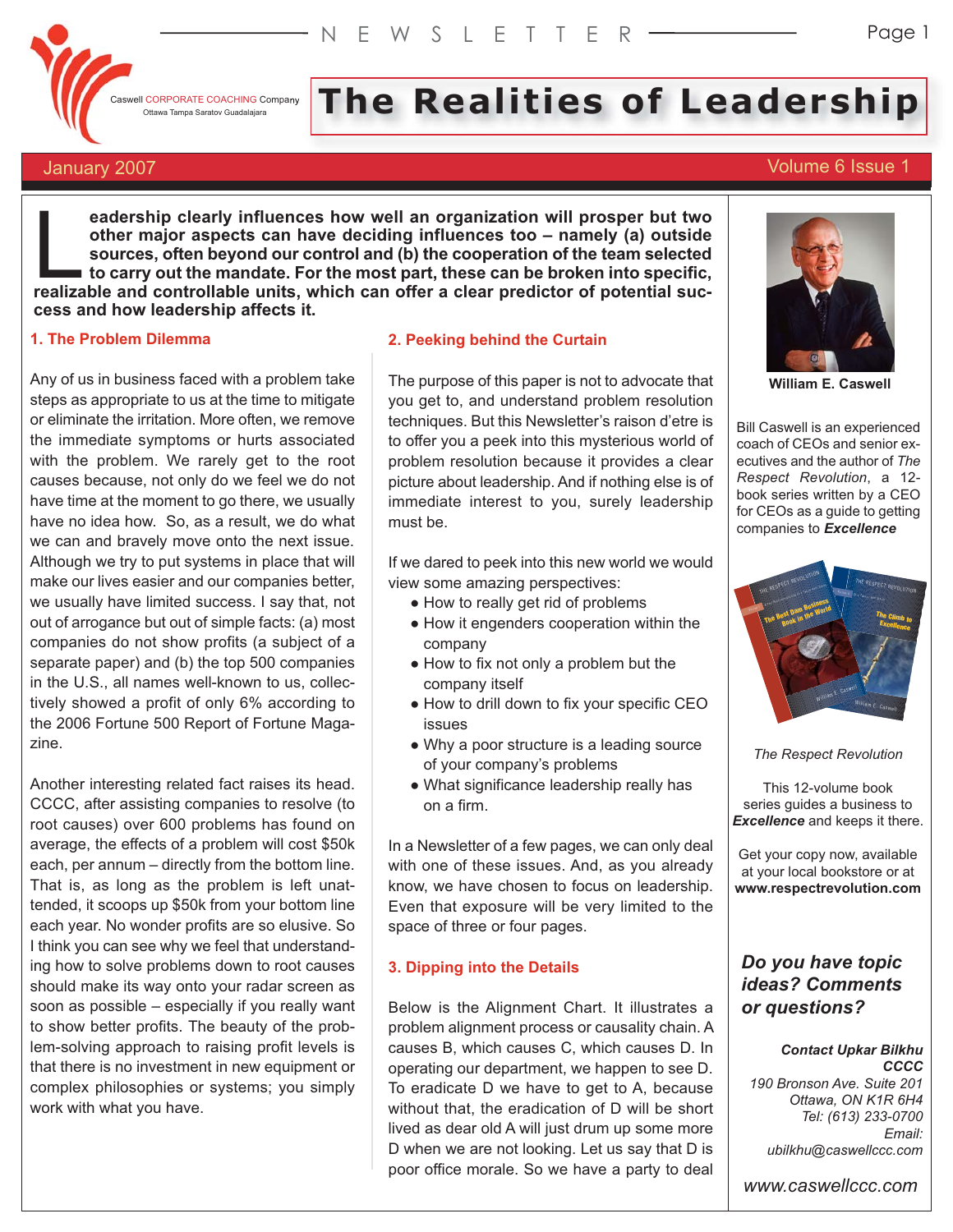NEWSLETTER

Caswell CORPORATE COACHING Company
Ottawa Tampa Saratov Guadalajara

# The Realities of Leadership

January 2007 — Volume 6 Issue 1

**Leadership clearly influences how well an organization will prosper but two other major aspects can have deciding influences too – namely (a) outside sources, often beyond our control and (b) the cooperation of the team selected to carry out the mandate. For the most part, these can be broken into specific, realizable and controllable units, which can offer a clear predictor of potential success and how leadership affects it.**

## 1. The Problem Dilemma

Any of us in business faced with a problem take steps as appropriate to us at the time to mitigate or eliminate the irritation. More often, we remove the immediate symptoms or hurts associated with the problem. We rarely get to the root causes because, not only do we feel we do not have time at the moment to go there, we usually have no idea how. So, as a result, we do what we can and bravely move onto the next issue. Although we try to put systems in place that will make our lives easier and our companies better, we usually have limited success. I say that, not out of arrogance but out of simple facts: (a) most companies do not show profits (a subject of a separate paper) and (b) the top 500 companies in the U.S., all names well-known to us, collectively showed a profit of only 6% according to the 2006 Fortune 500 Report of Fortune Magazine.

Another interesting related fact raises its head. CCCC, after assisting companies to resolve (to root causes) over 600 problems has found on average, the effects of a problem will cost $50k each, per annum – directly from the bottom line. That is, as long as the problem is left unattended, it scoops up $50k from your bottom line each year. No wonder profits are so elusive. So I think you can see why we feel that understanding how to solve problems down to root causes should make its way onto your radar screen as soon as possible – especially if you really want to show better profits. The beauty of the problem-solving approach to raising profit levels is that there is no investment in new equipment or complex philosophies or systems; you simply work with what you have.

## 2. Peeking behind the Curtain

The purpose of this paper is not to advocate that you get to, and understand problem resolution techniques. But this Newsletter's raison d'etre is to offer you a peek into this mysterious world of problem resolution because it provides a clear picture about leadership. And if nothing else is of immediate interest to you, surely leadership must be.

If we dared to peek into this new world we would view some amazing perspectives:

- How to really get rid of problems
- How it engenders cooperation within the company
- How to fix not only a problem but the company itself
- How to drill down to fix your specific CEO issues
- Why a poor structure is a leading source of your company's problems
- What significance leadership really has on a firm.

In a Newsletter of a few pages, we can only deal with one of these issues. And, as you already know, we have chosen to focus on leadership. Even that exposure will be very limited to the space of three or four pages.

## 3. Dipping into the Details

Below is the Alignment Chart. It illustrates a problem alignment process or causality chain. A causes B, which causes C, which causes D. In operating our department, we happen to see D. To eradicate D we have to get to A, because without that, the eradication of D will be short lived as dear old A will just drum up some more D when we are not looking. Let us say that D is poor office morale. So we have a party to deal

---

**William E. Caswell**

Bill Caswell is an experienced coach of CEOs and senior executives and the author of *The Respect Revolution*, a 12-book series written by a CEO for CEOs as a guide to getting companies to ***Excellence***

*The Respect Revolution*

This 12-volume book series guides a business to ***Excellence*** and keeps it there.

Get your copy now, available at your local bookstore or at **www.respectrevolution.com**

***Do you have topic ideas? Comments or questions?***

***Contact Upkar Bilkhu***
***CCCC***
*190 Bronson Ave. Suite 201*
*Ottawa, ON K1R 6H4*
*Tel: (613) 233-0700*
*Email:*
*ubilkhu@caswellccc.com*

*www.caswellccc.com*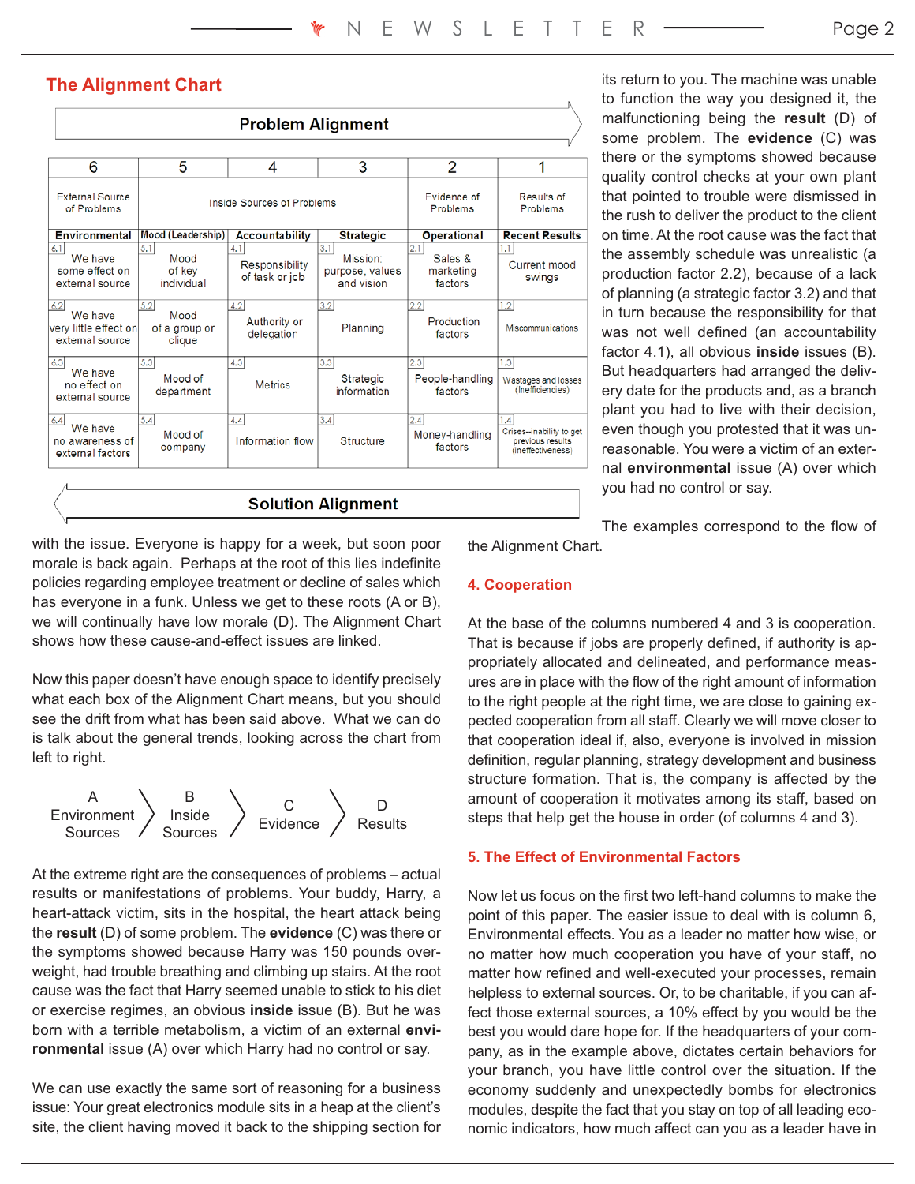## The Alignment Chart

**Problem Alignment** →

| 6 | 5 | 4 | 3 | 2 | 1 |
|---|---|---|---|---|---|
| External Source of Problems | Inside Sources of Problems | | | Evidence of Problems | Results of Problems |
| **Environmental** | **Mood (Leadership)** | **Accountability** | **Strategic** | **Operational** | **Recent Results** |
| 6.1 We have some effect on external source | 5.1 Mood of key individual | 4.1 Responsibility of task or job | 3.1 Mission: purpose, values and vision | 2.1 Sales & marketing factors | 1.1 Current mood swings |
| 6.2 We have very little effect on external source | 5.2 Mood of a group or clique | 4.2 Authority or delegation | 3.2 Planning | 2.2 Production factors | 1.2 Miscommunications |
| 6.3 We have no effect on external source | 5.3 Mood of department | 4.3 Metrics | 3.3 Strategic information | 2.3 People-handling factors | 1.3 Wastages and losses (Inefficiencies) |
| 6.4 We have no awareness of external factors | 5.4 Mood of company | 4.4 Information flow | 3.4 Structure | 2.4 Money-handling factors | 1.4 Crises—inability to get previous results (ineffectiveness) |

← **Solution Alignment**

with the issue. Everyone is happy for a week, but soon poor morale is back again. Perhaps at the root of this lies indefinite policies regarding employee treatment or decline of sales which has everyone in a funk. Unless we get to these roots (A or B), we will continually have low morale (D). The Alignment Chart shows how these cause-and-effect issues are linked.

Now this paper doesn't have enough space to identify precisely what each box of the Alignment Chart means, but you should see the drift from what has been said above. What we can do is talk about the general trends, looking across the chart from left to right.

A Environment Sources 〉 B Inside Sources 〉 C Evidence 〉 D Results

At the extreme right are the consequences of problems – actual results or manifestations of problems. Your buddy, Harry, a heart-attack victim, sits in the hospital, the heart attack being the **result** (D) of some problem. The **evidence** (C) was there or the symptoms showed because Harry was 150 pounds overweight, had trouble breathing and climbing up stairs. At the root cause was the fact that Harry seemed unable to stick to his diet or exercise regimes, an obvious **inside** issue (B). But he was born with a terrible metabolism, a victim of an external **environmental** issue (A) over which Harry had no control or say.

We can use exactly the same sort of reasoning for a business issue: Your great electronics module sits in a heap at the client's site, the client having moved it back to the shipping section for its return to you. The machine was unable to function the way you designed it, the malfunctioning being the **result** (D) of some problem. The **evidence** (C) was there or the symptoms showed because quality control checks at your own plant that pointed to trouble were dismissed in the rush to deliver the product to the client on time. At the root cause was the fact that the assembly schedule was unrealistic (a production factor 2.2), because of a lack of planning (a strategic factor 3.2) and that in turn because the responsibility for that was not well defined (an accountability factor 4.1), all obvious **inside** issues (B). But headquarters had arranged the delivery date for the products and, as a branch plant you had to live with their decision, even though you protested that it was unreasonable. You were a victim of an external **environmental** issue (A) over which you had no control or say.

The examples correspond to the flow of the Alignment Chart.

### 4. Cooperation

At the base of the columns numbered 4 and 3 is cooperation. That is because if jobs are properly defined, if authority is appropriately allocated and delineated, and performance measures are in place with the flow of the right amount of information to the right people at the right time, we are close to gaining expected cooperation from all staff. Clearly we will move closer to that cooperation ideal if, also, everyone is involved in mission definition, regular planning, strategy development and business structure formation. That is, the company is affected by the amount of cooperation it motivates among its staff, based on steps that help get the house in order (of columns 4 and 3).

### 5. The Effect of Environmental Factors

Now let us focus on the first two left-hand columns to make the point of this paper. The easier issue to deal with is column 6, Environmental effects. You as a leader no matter how wise, or no matter how much cooperation you have of your staff, no matter how refined and well-executed your processes, remain helpless to external sources. Or, to be charitable, if you can affect those external sources, a 10% effect by you would be the best you would dare hope for. If the headquarters of your company, as in the example above, dictates certain behaviors for your branch, you have little control over the situation. If the economy suddenly and unexpectedly bombs for electronics modules, despite the fact that you stay on top of all leading economic indicators, how much affect can you as a leader have in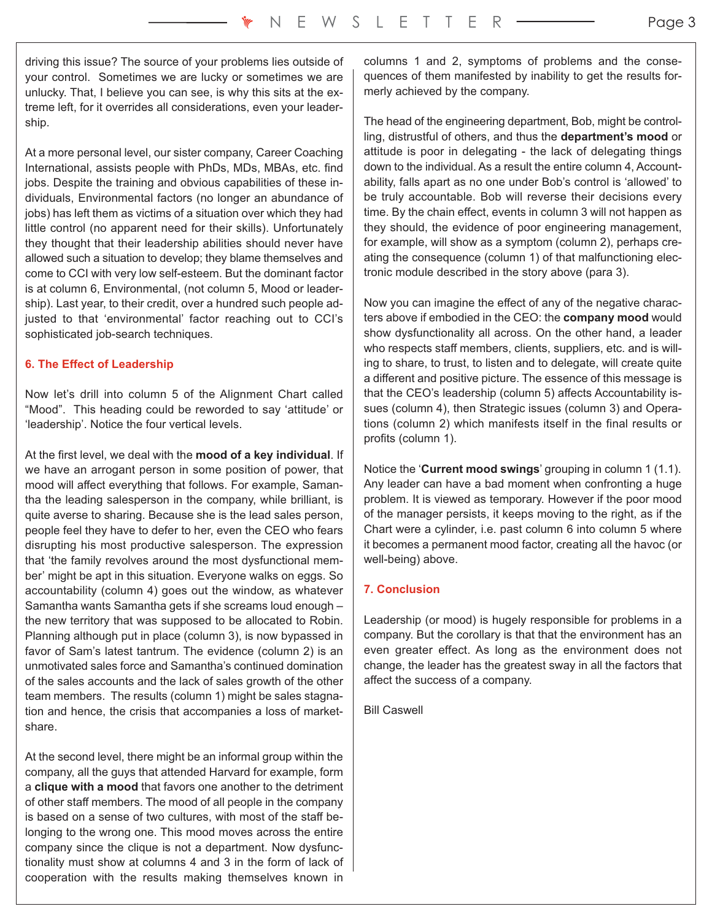driving this issue? The source of your problems lies outside of your control. Sometimes we are lucky or sometimes we are unlucky. That, I believe you can see, is why this sits at the extreme left, for it overrides all considerations, even your leadership.

At a more personal level, our sister company, Career Coaching International, assists people with PhDs, MDs, MBAs, etc. find jobs. Despite the training and obvious capabilities of these individuals, Environmental factors (no longer an abundance of jobs) has left them as victims of a situation over which they had little control (no apparent need for their skills). Unfortunately they thought that their leadership abilities should never have allowed such a situation to develop; they blame themselves and come to CCI with very low self-esteem. But the dominant factor is at column 6, Environmental, (not column 5, Mood or leadership). Last year, to their credit, over a hundred such people adjusted to that 'environmental' factor reaching out to CCI's sophisticated job-search techniques.

## 6. The Effect of Leadership

Now let's drill into column 5 of the Alignment Chart called "Mood". This heading could be reworded to say 'attitude' or 'leadership'. Notice the four vertical levels.

At the first level, we deal with the **mood of a key individual**. If we have an arrogant person in some position of power, that mood will affect everything that follows. For example, Samantha the leading salesperson in the company, while brilliant, is quite averse to sharing. Because she is the lead sales person, people feel they have to defer to her, even the CEO who fears disrupting his most productive salesperson. The expression that 'the family revolves around the most dysfunctional member' might be apt in this situation. Everyone walks on eggs. So accountability (column 4) goes out the window, as whatever Samantha wants Samantha gets if she screams loud enough – the new territory that was supposed to be allocated to Robin. Planning although put in place (column 3), is now bypassed in favor of Sam's latest tantrum. The evidence (column 2) is an unmotivated sales force and Samantha's continued domination of the sales accounts and the lack of sales growth of the other team members. The results (column 1) might be sales stagnation and hence, the crisis that accompanies a loss of marketshare.

At the second level, there might be an informal group within the company, all the guys that attended Harvard for example, form a **clique with a mood** that favors one another to the detriment of other staff members. The mood of all people in the company is based on a sense of two cultures, with most of the staff belonging to the wrong one. This mood moves across the entire company since the clique is not a department. Now dysfunctionality must show at columns 4 and 3 in the form of lack of cooperation with the results making themselves known in columns 1 and 2, symptoms of problems and the consequences of them manifested by inability to get the results formerly achieved by the company.

The head of the engineering department, Bob, might be controlling, distrustful of others, and thus the **department's mood** or attitude is poor in delegating - the lack of delegating things down to the individual. As a result the entire column 4, Accountability, falls apart as no one under Bob's control is 'allowed' to be truly accountable. Bob will reverse their decisions every time. By the chain effect, events in column 3 will not happen as they should, the evidence of poor engineering management, for example, will show as a symptom (column 2), perhaps creating the consequence (column 1) of that malfunctioning electronic module described in the story above (para 3).

Now you can imagine the effect of any of the negative characters above if embodied in the CEO: the **company mood** would show dysfunctionality all across. On the other hand, a leader who respects staff members, clients, suppliers, etc. and is willing to share, to trust, to listen and to delegate, will create quite a different and positive picture. The essence of this message is that the CEO's leadership (column 5) affects Accountability issues (column 4), then Strategic issues (column 3) and Operations (column 2) which manifests itself in the final results or profits (column 1).

Notice the '**Current mood swings**' grouping in column 1 (1.1). Any leader can have a bad moment when confronting a huge problem. It is viewed as temporary. However if the poor mood of the manager persists, it keeps moving to the right, as if the Chart were a cylinder, i.e. past column 6 into column 5 where it becomes a permanent mood factor, creating all the havoc (or well-being) above.

## 7. Conclusion

Leadership (or mood) is hugely responsible for problems in a company. But the corollary is that that the environment has an even greater effect. As long as the environment does not change, the leader has the greatest sway in all the factors that affect the success of a company.

Bill Caswell